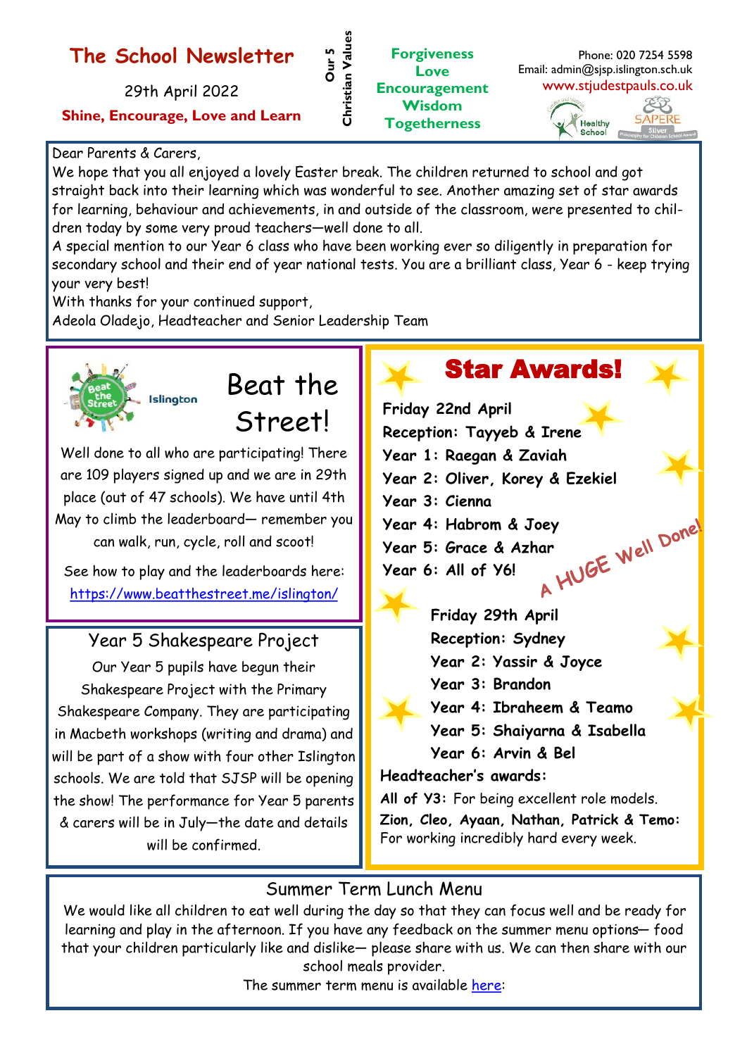# The School Newsletter

29th April 2022

**Shine, Encourage, Love and Learn**

**Our 5 Christian Values**

**Forgiveness**
**Love**
**Encouragement**
**Wisdom**
**Togetherness**

Phone: 020 7254 5598
Email: admin@sjsp.islington.sch.uk
www.stjudestpauls.co.uk

Dear Parents & Carers,

We hope that you all enjoyed a lovely Easter break. The children returned to school and got straight back into their learning which was wonderful to see. Another amazing set of star awards for learning, behaviour and achievements, in and outside of the classroom, were presented to children today by some very proud teachers—well done to all.

A special mention to our Year 6 class who have been working ever so diligently in preparation for secondary school and their end of year national tests. You are a brilliant class, Year 6 - keep trying your very best!

With thanks for your continued support,

Adeola Oladejo, Headteacher and Senior Leadership Team

## Beat the Street!

Well done to all who are participating! There are 109 players signed up and we are in 29th place (out of 47 schools). We have until 4th May to climb the leaderboard— remember you can walk, run, cycle, roll and scoot!

See how to play and the leaderboards here: https://www.beatthestreet.me/islington/

## Year 5 Shakespeare Project

Our Year 5 pupils have begun their Shakespeare Project with the Primary Shakespeare Company. They are participating in Macbeth workshops (writing and drama) and will be part of a show with four other Islington schools. We are told that SJSP will be opening the show! The performance for Year 5 parents & carers will be in July—the date and details will be confirmed.

## Star Awards!

**Friday 22nd April**

**Reception: Tayyeb & Irene**
**Year 1: Raegan & Zaviah**
**Year 2: Oliver, Korey & Ezekiel**
**Year 3: Cienna**
**Year 4: Habrom & Joey**
**Year 5: Grace & Azhar**
**Year 6: All of Y6!**

A HUGE Well Done!

**Friday 29th April**

**Reception: Sydney**
**Year 2: Yassir & Joyce**
**Year 3: Brandon**
**Year 4: Ibraheem & Teamo**
**Year 5: Shaiyarna & Isabella**
**Year 6: Arvin & Bel**

**Headteacher's awards:**

**All of Y3:** For being excellent role models.

**Zion, Cleo, Ayaan, Nathan, Patrick & Temo:** For working incredibly hard every week.

## Summer Term Lunch Menu

We would like all children to eat well during the day so that they can focus well and be ready for learning and play in the afternoon. If you have any feedback on the summer menu options— food that your children particularly like and dislike— please share with us. We can then share with our school meals provider.

The summer term menu is available here: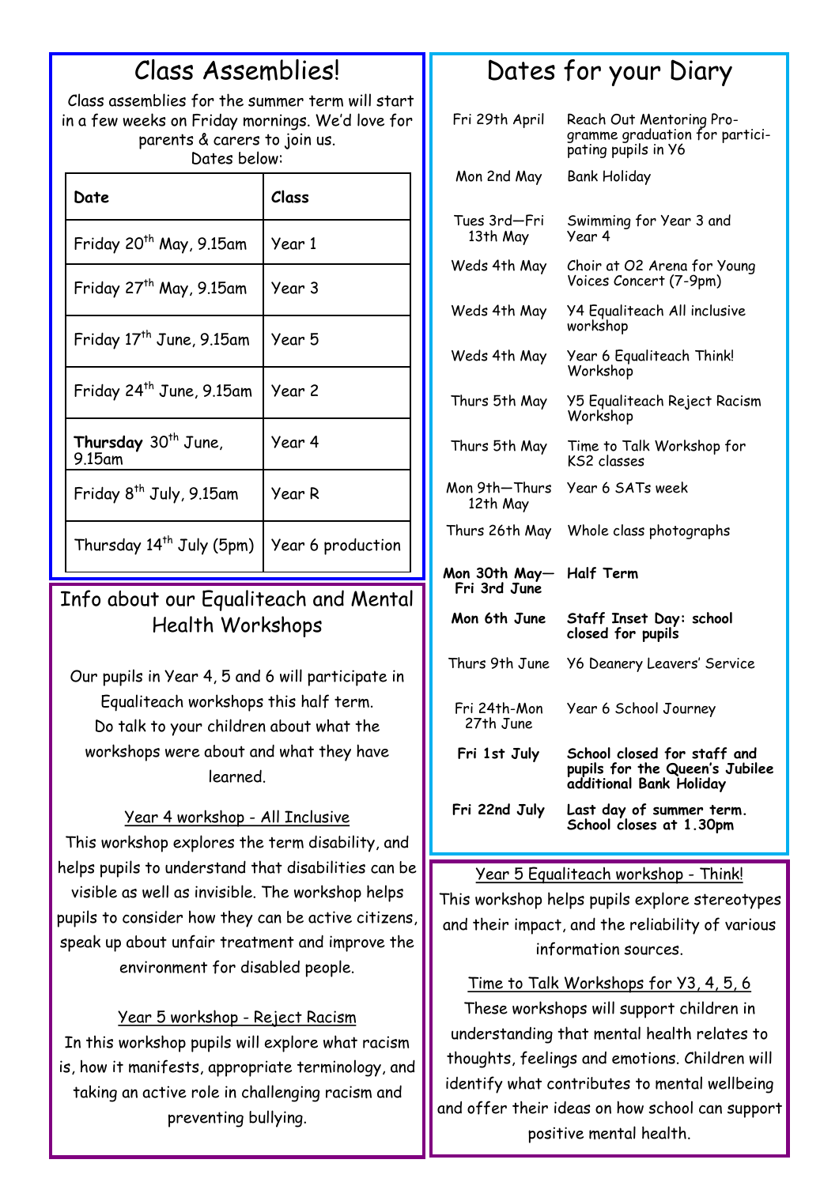## Class Assemblies!

Class assemblies for the summer term will start in a few weeks on Friday mornings. We'd love for parents & carers to join us.
Dates below:

| Date | Class |
|---|---|
| Friday 20th May, 9.15am | Year 1 |
| Friday 27th May, 9.15am | Year 3 |
| Friday 17th June, 9.15am | Year 5 |
| Friday 24th June, 9.15am | Year 2 |
| **Thursday** 30th June, 9.15am | Year 4 |
| Friday 8th July, 9.15am | Year R |
| Thursday 14th July (5pm) | Year 6 production |

## Info about our Equaliteach and Mental Health Workshops

Our pupils in Year 4, 5 and 6 will participate in Equaliteach workshops this half term. Do talk to your children about what the workshops were about and what they have learned.

Year 4 workshop - All Inclusive

This workshop explores the term disability, and helps pupils to understand that disabilities can be visible as well as invisible. The workshop helps pupils to consider how they can be active citizens, speak up about unfair treatment and improve the environment for disabled people.

Year 5 workshop - Reject Racism

In this workshop pupils will explore what racism is, how it manifests, appropriate terminology, and taking an active role in challenging racism and preventing bullying.

Year 5 Equaliteach workshop - Think!

This workshop helps pupils explore stereotypes and their impact, and the reliability of various information sources.

Time to Talk Workshops for Y3, 4, 5, 6

These workshops will support children in understanding that mental health relates to thoughts, feelings and emotions. Children will identify what contributes to mental wellbeing and offer their ideas on how school can support positive mental health.

## Dates for your Diary

| | |
|---|---|
| Fri 29th April | Reach Out Mentoring Programme graduation for participating pupils in Y6 |
| Mon 2nd May | Bank Holiday |
| Tues 3rd—Fri 13th May | Swimming for Year 3 and Year 4 |
| Weds 4th May | Choir at O2 Arena for Young Voices Concert (7-9pm) |
| Weds 4th May | Y4 Equaliteach All inclusive workshop |
| Weds 4th May | Year 6 Equaliteach Think! Workshop |
| Thurs 5th May | Y5 Equaliteach Reject Racism Workshop |
| Thurs 5th May | Time to Talk Workshop for KS2 classes |
| Mon 9th—Thurs 12th May | Year 6 SATs week |
| Thurs 26th May | Whole class photographs |
| **Mon 30th May—Fri 3rd June** | **Half Term** |
| **Mon 6th June** | **Staff Inset Day: school closed for pupils** |
| Thurs 9th June | Y6 Deanery Leavers' Service |
| Fri 24th-Mon 27th June | Year 6 School Journey |
| **Fri 1st July** | **School closed for staff and pupils for the Queen's Jubilee additional Bank Holiday** |
| **Fri 22nd July** | **Last day of summer term. School closes at 1.30pm** |